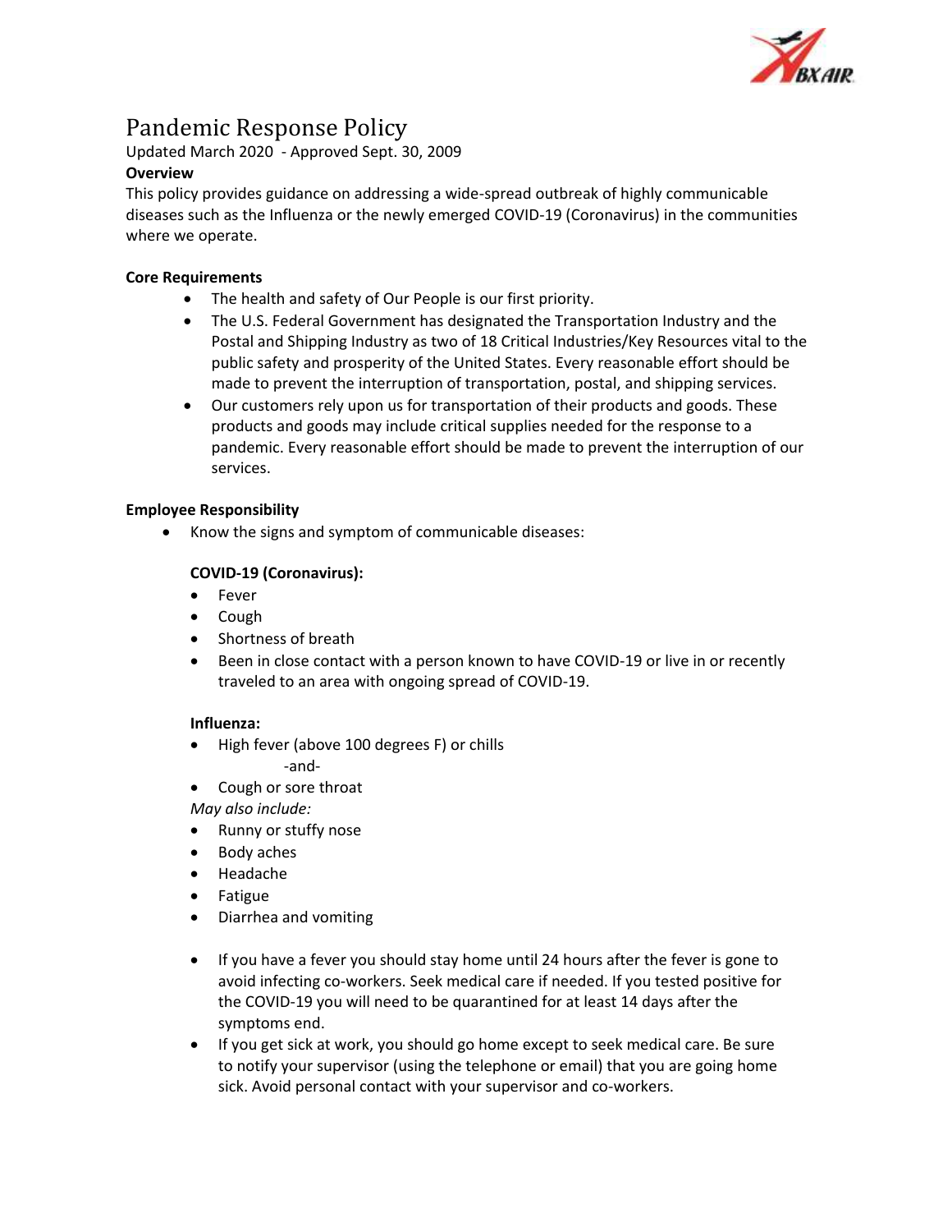# Pandemic Response Policy

Updated March 2020 - Approved Sept. 30, 2009

**Overview**

This policy provides guidance on addressing a wide-spread outbreak of highly communicable diseases such as the Influenza or the newly emerged COVID-19 (Coronavirus) in the communities where we operate.

**Core Requirements**

- The health and safety of Our People is our first priority.
- The U.S. Federal Government has designated the Transportation Industry and the Postal and Shipping Industry as two of 18 Critical Industries/Key Resources vital to the public safety and prosperity of the United States. Every reasonable effort should be made to prevent the interruption of transportation, postal, and shipping services.
- Our customers rely upon us for transportation of their products and goods. These products and goods may include critical supplies needed for the response to a pandemic. Every reasonable effort should be made to prevent the interruption of our services.

**Employee Responsibility**

- Know the signs and symptom of communicable diseases:

  **COVID-19 (Coronavirus):**
  - Fever
  - Cough
  - Shortness of breath
  - Been in close contact with a person known to have COVID-19 or live in or recently traveled to an area with ongoing spread of COVID-19.

  **Influenza:**
  - High fever (above 100 degrees F) or chills

    -and-
  - Cough or sore throat

  *May also include:*
  - Runny or stuffy nose
  - Body aches
  - Headache
  - Fatigue
  - Diarrhea and vomiting

  - If you have a fever you should stay home until 24 hours after the fever is gone to avoid infecting co-workers. Seek medical care if needed. If you tested positive for the COVID-19 you will need to be quarantined for at least 14 days after the symptoms end.
  - If you get sick at work, you should go home except to seek medical care. Be sure to notify your supervisor (using the telephone or email) that you are going home sick. Avoid personal contact with your supervisor and co-workers.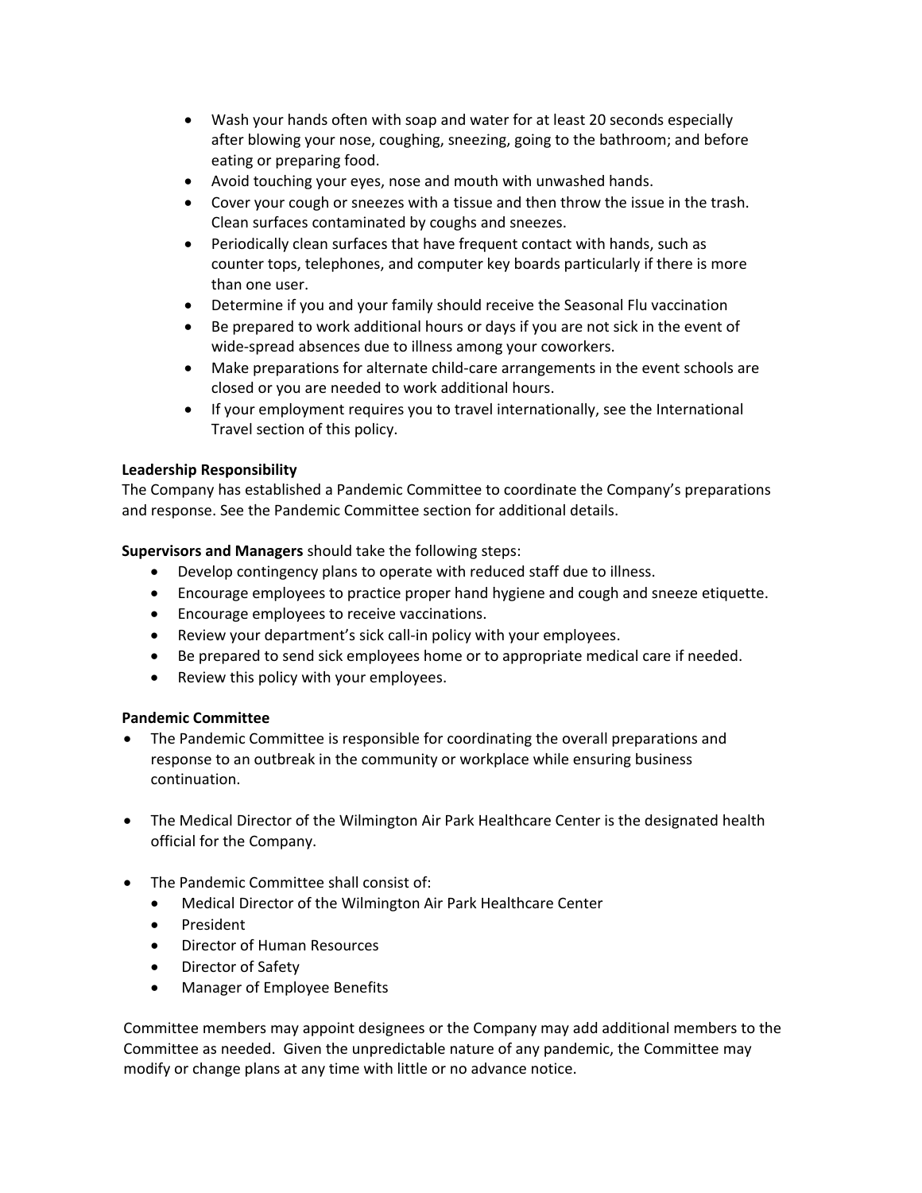- Wash your hands often with soap and water for at least 20 seconds especially after blowing your nose, coughing, sneezing, going to the bathroom; and before eating or preparing food.
- Avoid touching your eyes, nose and mouth with unwashed hands.
- Cover your cough or sneezes with a tissue and then throw the issue in the trash. Clean surfaces contaminated by coughs and sneezes.
- Periodically clean surfaces that have frequent contact with hands, such as counter tops, telephones, and computer key boards particularly if there is more than one user.
- Determine if you and your family should receive the Seasonal Flu vaccination
- Be prepared to work additional hours or days if you are not sick in the event of wide-spread absences due to illness among your coworkers.
- Make preparations for alternate child-care arrangements in the event schools are closed or you are needed to work additional hours.
- If your employment requires you to travel internationally, see the International Travel section of this policy.

**Leadership Responsibility**

The Company has established a Pandemic Committee to coordinate the Company's preparations and response. See the Pandemic Committee section for additional details.

**Supervisors and Managers** should take the following steps:

- Develop contingency plans to operate with reduced staff due to illness.
- Encourage employees to practice proper hand hygiene and cough and sneeze etiquette.
- Encourage employees to receive vaccinations.
- Review your department's sick call-in policy with your employees.
- Be prepared to send sick employees home or to appropriate medical care if needed.
- Review this policy with your employees.

**Pandemic Committee**

- The Pandemic Committee is responsible for coordinating the overall preparations and response to an outbreak in the community or workplace while ensuring business continuation.

- The Medical Director of the Wilmington Air Park Healthcare Center is the designated health official for the Company.

- The Pandemic Committee shall consist of:
  - Medical Director of the Wilmington Air Park Healthcare Center
  - President
  - Director of Human Resources
  - Director of Safety
  - Manager of Employee Benefits

Committee members may appoint designees or the Company may add additional members to the Committee as needed. Given the unpredictable nature of any pandemic, the Committee may modify or change plans at any time with little or no advance notice.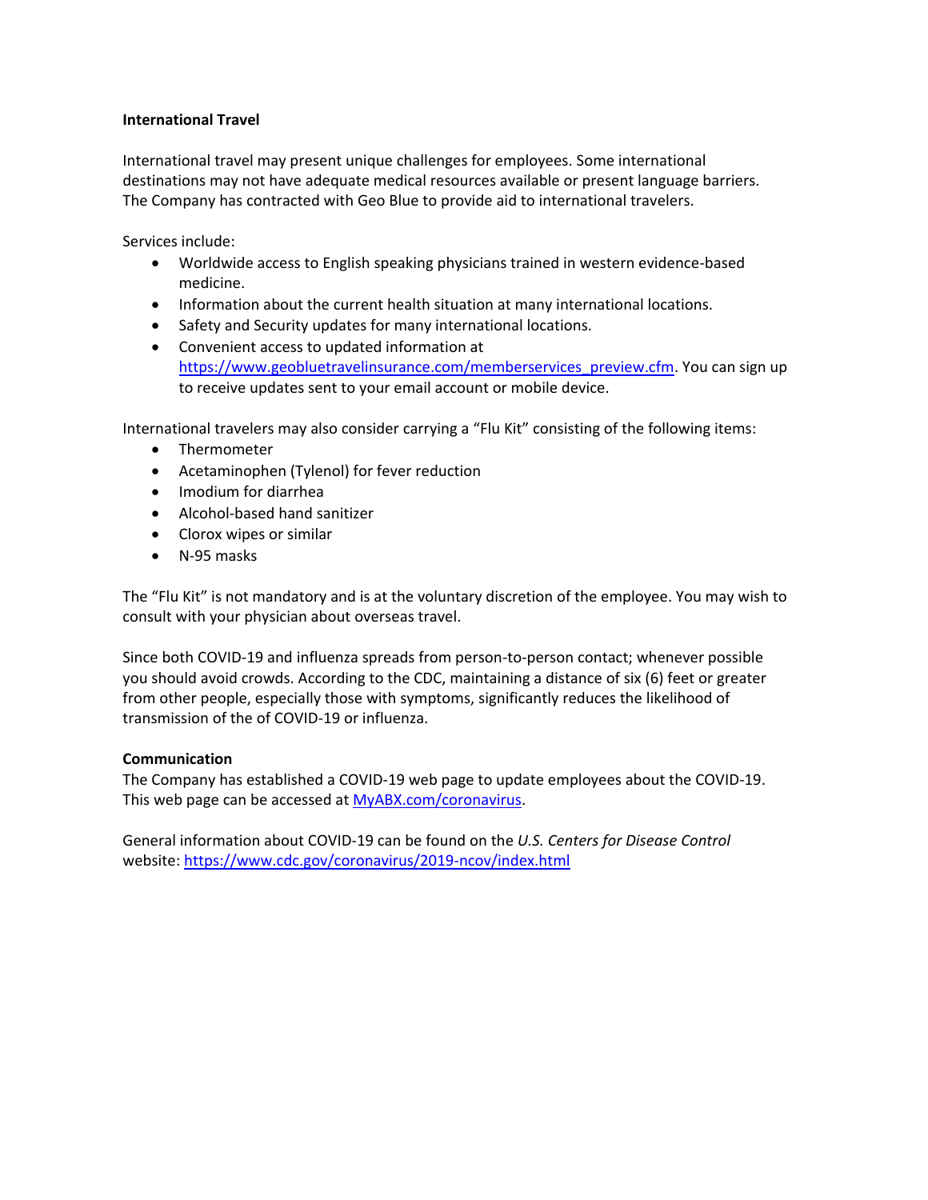**International Travel**

International travel may present unique challenges for employees. Some international destinations may not have adequate medical resources available or present language barriers. The Company has contracted with Geo Blue to provide aid to international travelers.

Services include:

- Worldwide access to English speaking physicians trained in western evidence-based medicine.
- Information about the current health situation at many international locations.
- Safety and Security updates for many international locations.
- Convenient access to updated information at https://www.geobluetravelinsurance.com/memberservices_preview.cfm. You can sign up to receive updates sent to your email account or mobile device.

International travelers may also consider carrying a "Flu Kit" consisting of the following items:

- Thermometer
- Acetaminophen (Tylenol) for fever reduction
- Imodium for diarrhea
- Alcohol-based hand sanitizer
- Clorox wipes or similar
- N-95 masks

The "Flu Kit" is not mandatory and is at the voluntary discretion of the employee. You may wish to consult with your physician about overseas travel.

Since both COVID-19 and influenza spreads from person-to-person contact; whenever possible you should avoid crowds. According to the CDC, maintaining a distance of six (6) feet or greater from other people, especially those with symptoms, significantly reduces the likelihood of transmission of the of COVID-19 or influenza.

**Communication**

The Company has established a COVID-19 web page to update employees about the COVID-19. This web page can be accessed at MyABX.com/coronavirus.

General information about COVID-19 can be found on the *U.S. Centers for Disease Control* website: https://www.cdc.gov/coronavirus/2019-ncov/index.html